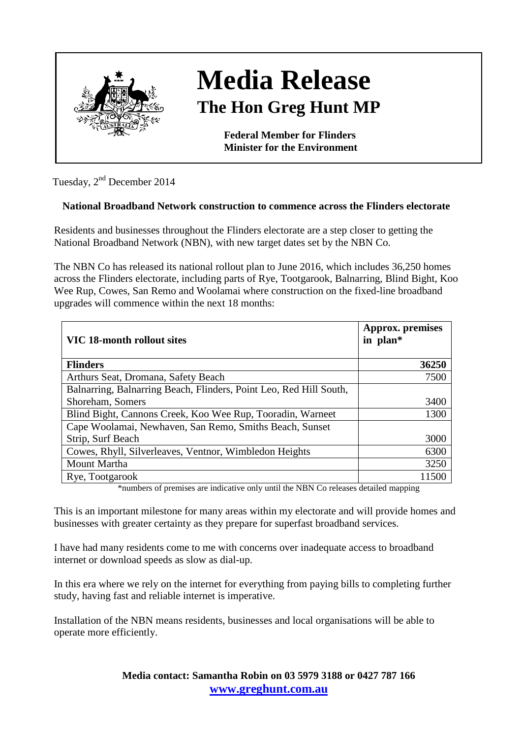# Media Release

## The Hon Greg Hunt MP

**Federal Member for Flinders**
**Minister for the Environment**

Tuesday, 2nd December 2014

### National Broadband Network construction to commence across the Flinders electorate

Residents and businesses throughout the Flinders electorate are a step closer to getting the National Broadband Network (NBN), with new target dates set by the NBN Co.

The NBN Co has released its national rollout plan to June 2016, which includes 36,250 homes across the Flinders electorate, including parts of Rye, Tootgarook, Balnarring, Blind Bight, Koo Wee Rup, Cowes, San Remo and Woolamai where construction on the fixed-line broadband upgrades will commence within the next 18 months:

| VIC 18-month rollout sites | Approx. premises in plan* |
| --- | --- |
| **Flinders** | **36250** |
| Arthurs Seat, Dromana, Safety Beach | 7500 |
| Balnarring, Balnarring Beach, Flinders, Point Leo, Red Hill South, Shoreham, Somers | 3400 |
| Blind Bight, Cannons Creek, Koo Wee Rup, Tooradin, Warneet | 1300 |
| Cape Woolamai, Newhaven, San Remo, Smiths Beach, Sunset Strip, Surf Beach | 3000 |
| Cowes, Rhyll, Silverleaves, Ventnor, Wimbledon Heights | 6300 |
| Mount Martha | 3250 |
| Rye, Tootgarook | 11500 |

*numbers of premises are indicative only until the NBN Co releases detailed mapping

This is an important milestone for many areas within my electorate and will provide homes and businesses with greater certainty as they prepare for superfast broadband services.

I have had many residents come to me with concerns over inadequate access to broadband internet or download speeds as slow as dial-up.

In this era where we rely on the internet for everything from paying bills to completing further study, having fast and reliable internet is imperative.

Installation of the NBN means residents, businesses and local organisations will be able to operate more efficiently.

**Media contact: Samantha Robin on 03 5979 3188 or 0427 787 166**
**www.greghunt.com.au**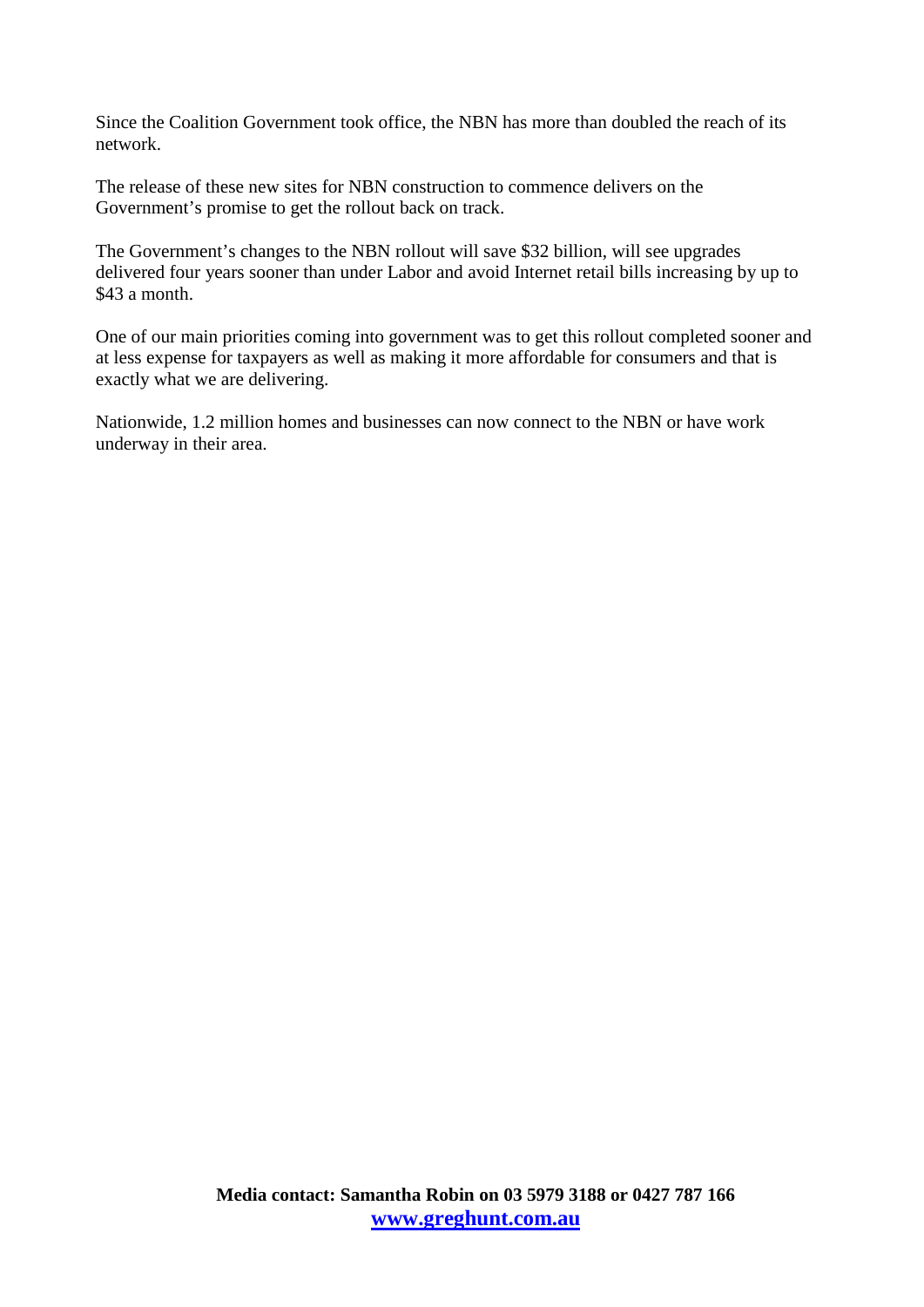Since the Coalition Government took office, the NBN has more than doubled the reach of its network.

The release of these new sites for NBN construction to commence delivers on the Government's promise to get the rollout back on track.

The Government's changes to the NBN rollout will save $32 billion, will see upgrades delivered four years sooner than under Labor and avoid Internet retail bills increasing by up to $43 a month.

One of our main priorities coming into government was to get this rollout completed sooner and at less expense for taxpayers as well as making it more affordable for consumers and that is exactly what we are delivering.

Nationwide, 1.2 million homes and businesses can now connect to the NBN or have work underway in their area.

**Media contact: Samantha Robin on 03 5979 3188 or 0427 787 166**
**[www.greghunt.com.au](http://www.greghunt.com.au)**